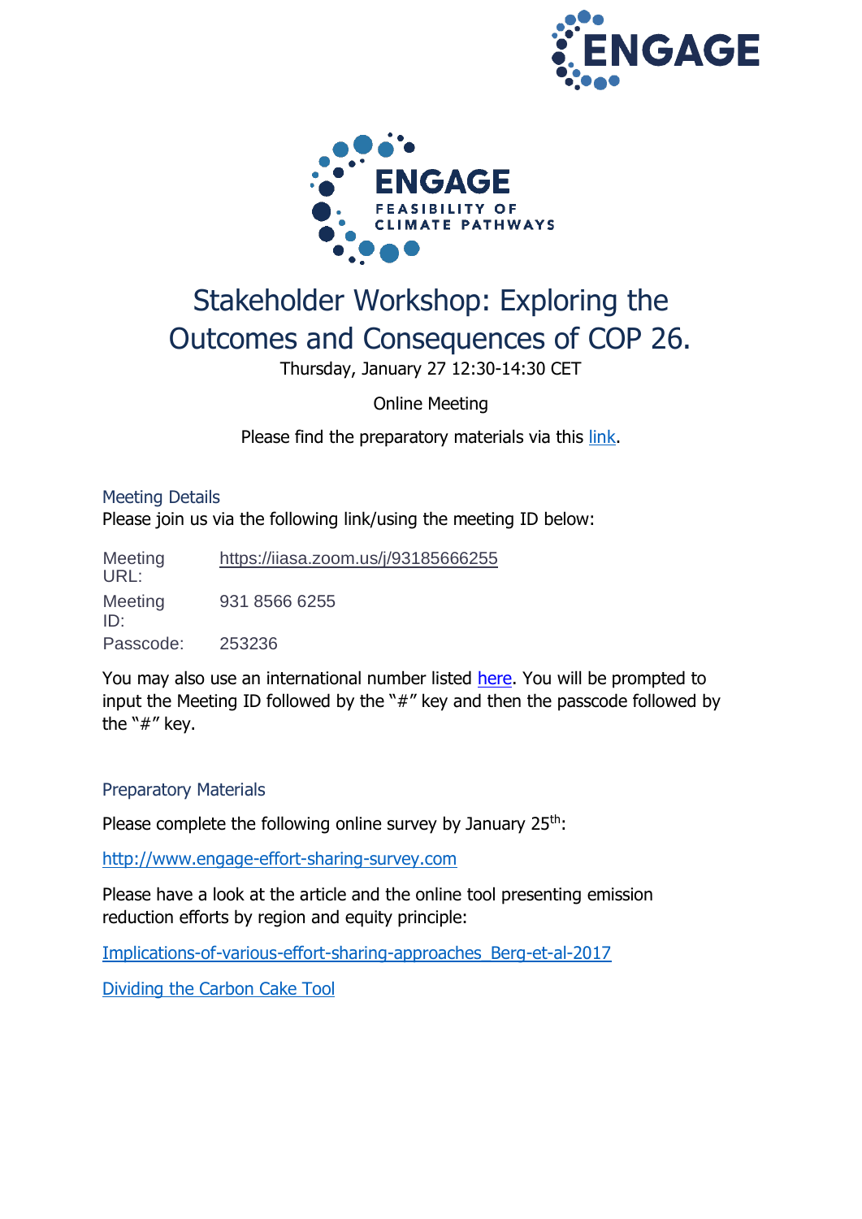# Stakeholder Workshop: Exploring the Outcomes and Consequences of COP 26.

Thursday, January 27 12:30-14:30 CET

Online Meeting

Please find the preparatory materials via this link.

## Meeting Details

Please join us via the following link/using the meeting ID below:

| | |
|---|---|
| Meeting URL: | https://iiasa.zoom.us/j/93185666255 |
| Meeting ID: | 931 8566 6255 |
| Passcode: | 253236 |

You may also use an international number listed here. You will be prompted to input the Meeting ID followed by the "#" key and then the passcode followed by the "#" key.

## Preparatory Materials

Please complete the following online survey by January 25th:

http://www.engage-effort-sharing-survey.com

Please have a look at the article and the online tool presenting emission reduction efforts by region and equity principle:

Implications-of-various-effort-sharing-approaches_Berg-et-al-2017

Dividing the Carbon Cake Tool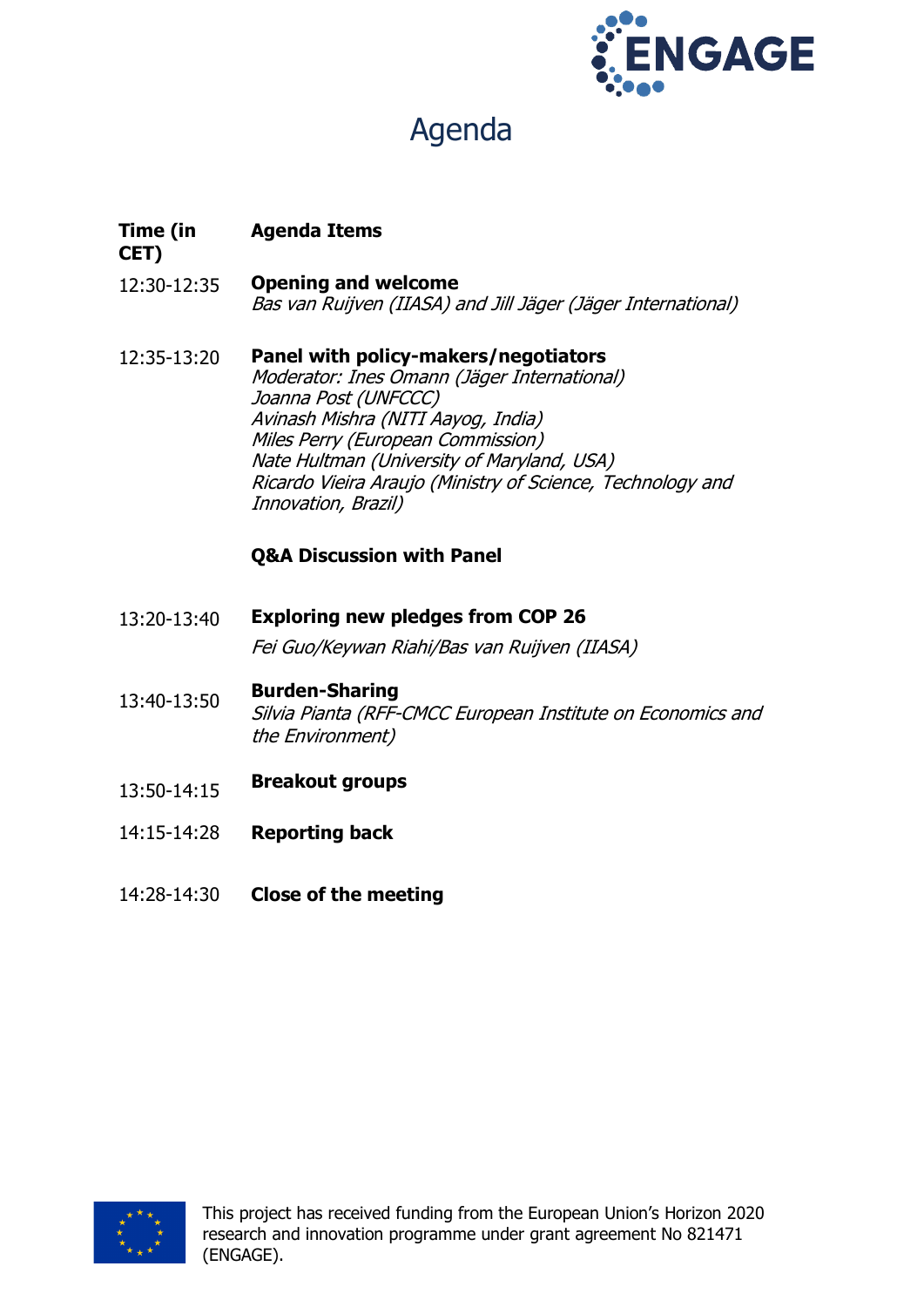# Agenda

| Time (in CET) | Agenda Items |
|---|---|
| 12:30-12:35 | **Opening and welcome**<br>*Bas van Ruijven (IIASA) and Jill Jäger (Jäger International)* |
| 12:35-13:20 | **Panel with policy-makers/negotiators**<br>*Moderator: Ines Omann (Jäger International)*<br>*Joanna Post (UNFCCC)*<br>*Avinash Mishra (NITI Aayog, India)*<br>*Miles Perry (European Commission)*<br>*Nate Hultman (University of Maryland, USA)*<br>*Ricardo Vieira Araujo (Ministry of Science, Technology and Innovation, Brazil)*<br><br>**Q&A Discussion with Panel** |
| 13:20-13:40 | **Exploring new pledges from COP 26**<br>*Fei Guo/Keywan Riahi/Bas van Ruijven (IIASA)* |
| 13:40-13:50 | **Burden-Sharing**<br>*Silvia Pianta (RFF-CMCC European Institute on Economics and the Environment)* |
| 13:50-14:15 | **Breakout groups** |
| 14:15-14:28 | **Reporting back** |
| 14:28-14:30 | **Close of the meeting** |

This project has received funding from the European Union's Horizon 2020 research and innovation programme under grant agreement No 821471 (ENGAGE).